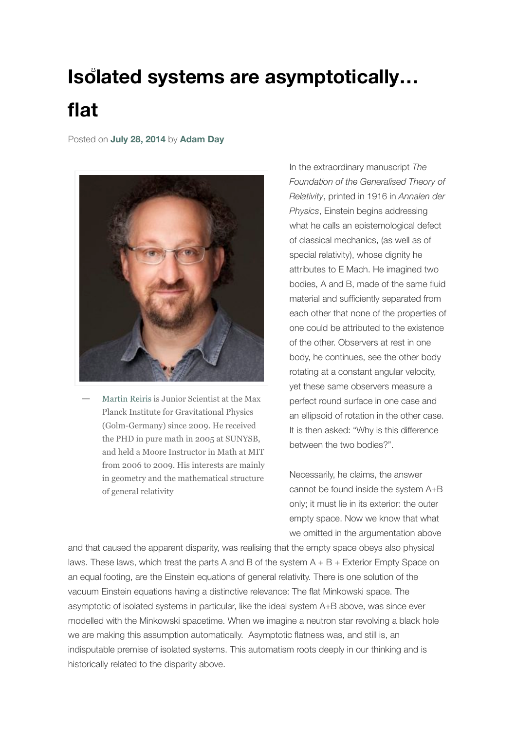# Isŏlated systems are asymptotically… flat

Posted on **July 28, 2014** by **Adam Day**

— Martin Reiris is Junior Scientist at the Max Planck Institute for Gravitational Physics (Golm-Germany) since 2009. He received the PHD in pure math in 2005 at SUNYSB, and held a Moore Instructor in Math at MIT from 2006 to 2009. His interests are mainly in geometry and the mathematical structure of general relativity

In the extraordinary manuscript *The Foundation of the Generalised Theory of Relativity*, printed in 1916 in *Annalen der Physics*, Einstein begins addressing what he calls an epistemological defect of classical mechanics, (as well as of special relativity), whose dignity he attributes to E Mach. He imagined two bodies, A and B, made of the same fluid material and sufficiently separated from each other that none of the properties of one could be attributed to the existence of the other. Observers at rest in one body, he continues, see the other body rotating at a constant angular velocity, yet these same observers measure a perfect round surface in one case and an ellipsoid of rotation in the other case. It is then asked: "Why is this difference between the two bodies?".

Necessarily, he claims, the answer cannot be found inside the system A+B only; it must lie in its exterior: the outer empty space. Now we know that what we omitted in the argumentation above and that caused the apparent disparity, was realising that the empty space obeys also physical laws. These laws, which treat the parts A and B of the system A + B + Exterior Empty Space on an equal footing, are the Einstein equations of general relativity. There is one solution of the vacuum Einstein equations having a distinctive relevance: The flat Minkowski space. The asymptotic of isolated systems in particular, like the ideal system A+B above, was since ever modelled with the Minkowski spacetime. When we imagine a neutron star revolving a black hole we are making this assumption automatically. Asymptotic flatness was, and still is, an indisputable premise of isolated systems. This automatism roots deeply in our thinking and is historically related to the disparity above.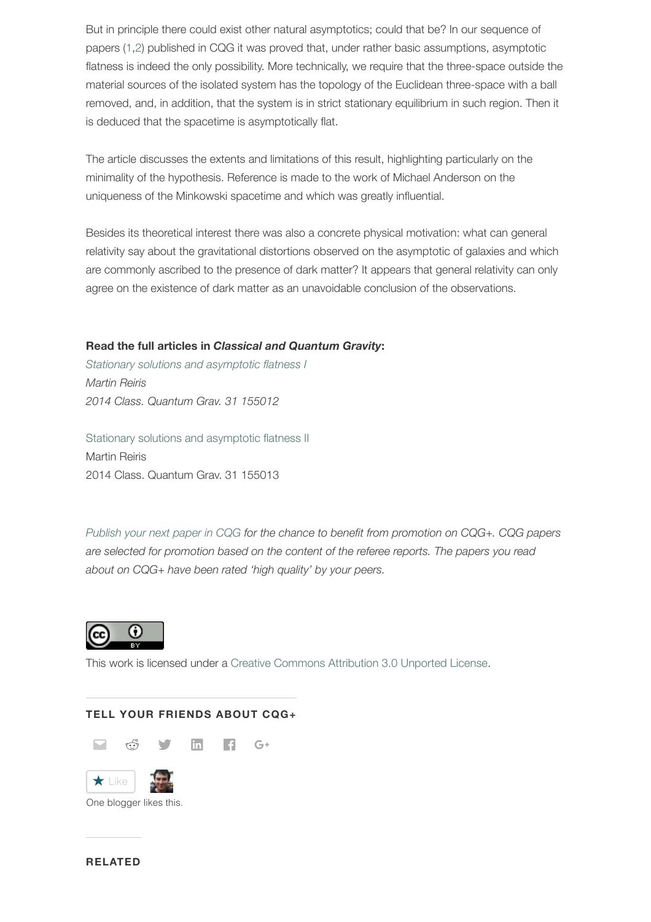But in principle there could exist other natural asymptotics; could that be? In our sequence of papers (1,2) published in CQG it was proved that, under rather basic assumptions, asymptotic flatness is indeed the only possibility. More technically, we require that the three-space outside the material sources of the isolated system has the topology of the Euclidean three-space with a ball removed, and, in addition, that the system is in strict stationary equilibrium in such region. Then it is deduced that the spacetime is asymptotically flat.

The article discusses the extents and limitations of this result, highlighting particularly on the minimality of the hypothesis. Reference is made to the work of Michael Anderson on the uniqueness of the Minkowski spacetime and which was greatly influential.

Besides its theoretical interest there was also a concrete physical motivation: what can general relativity say about the gravitational distortions observed on the asymptotic of galaxies and which are commonly ascribed to the presence of dark matter? It appears that general relativity can only agree on the existence of dark matter as an unavoidable conclusion of the observations.

**Read the full articles in *Classical and Quantum Gravity*:**

*Stationary solutions and asymptotic flatness I*
*Martin Reiris*
*2014 Class. Quantum Grav. 31 155012*

Stationary solutions and asymptotic flatness II
Martin Reiris
2014 Class. Quantum Grav. 31 155013

*Publish your next paper in CQG for the chance to benefit from promotion on CQG+. CQG papers are selected for promotion based on the content of the referee reports. The papers you read about on CQG+ have been rated 'high quality' by your peers.*

This work is licensed under a Creative Commons Attribution 3.0 Unported License.

**TELL YOUR FRIENDS ABOUT CQG+**

★ Like

One blogger likes this.

**RELATED**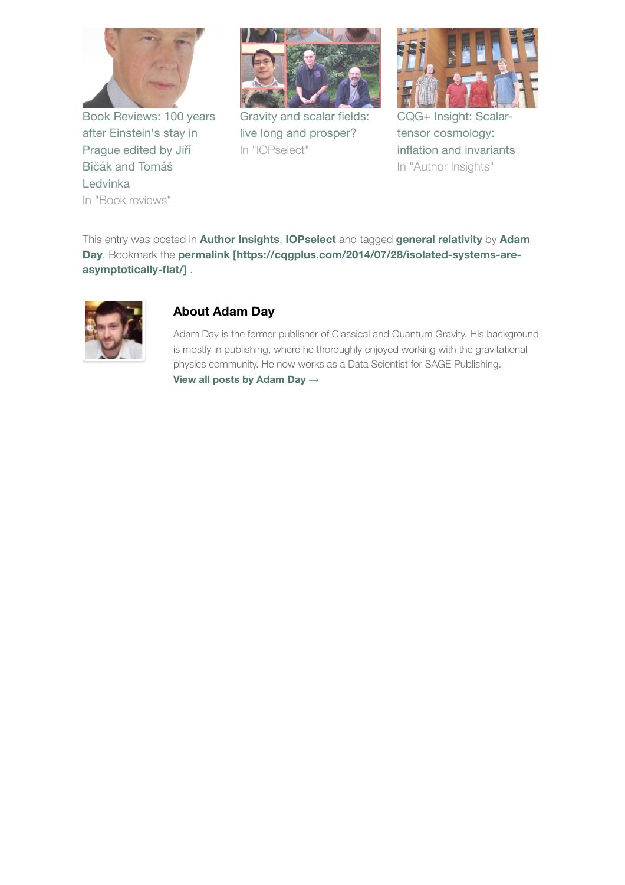Book Reviews: 100 years after Einstein's stay in Prague edited by Jiří Bičák and Tomáš Ledvinka
In "Book reviews"

Gravity and scalar fields: live long and prosper?
In "IOPselect"

CQG+ Insight: Scalar-tensor cosmology: inflation and invariants
In "Author Insights"

This entry was posted in **Author Insights**, **IOPselect** and tagged **general relativity** by **Adam Day**. Bookmark the **permalink [https://cqgplus.com/2014/07/28/isolated-systems-are-asymptotically-flat/]** .

### About Adam Day

Adam Day is the former publisher of Classical and Quantum Gravity. His background is mostly in publishing, where he thoroughly enjoyed working with the gravitational physics community. He now works as a Data Scientist for SAGE Publishing.

**View all posts by Adam Day →**